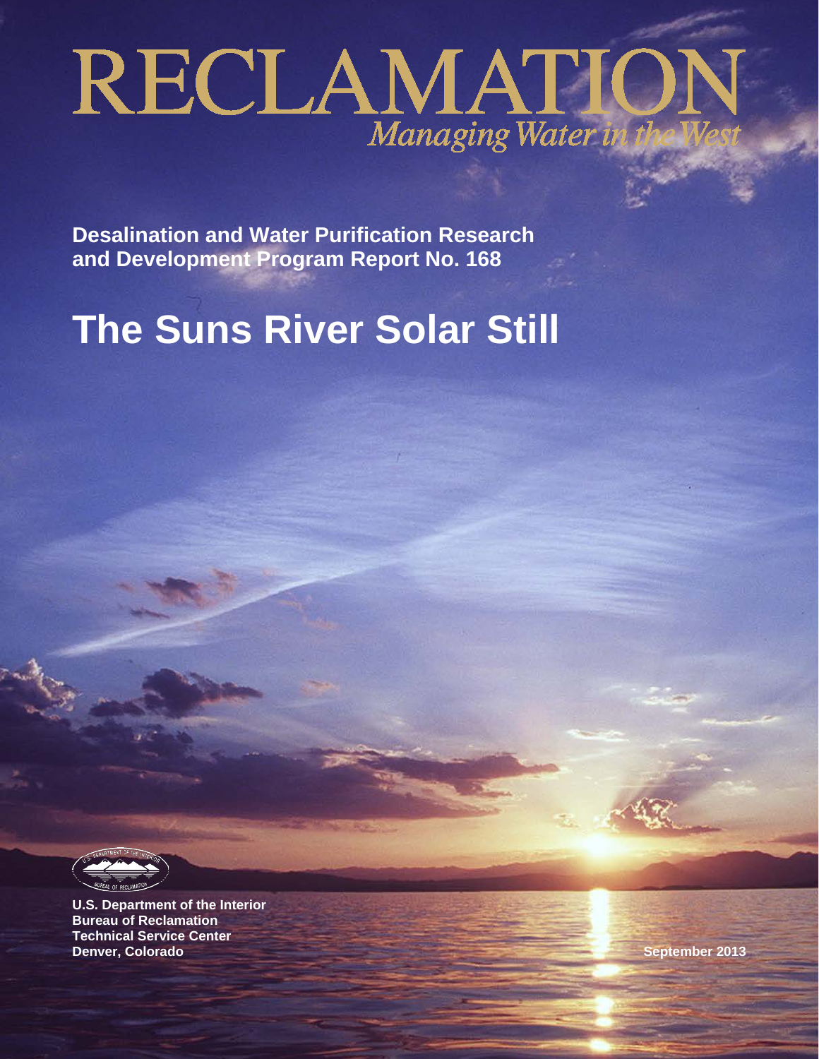# RECLAMATION

*Managing Water in the West*

**Desalination and Water Purification Research and Development Program Report No. 168**

# The Suns River Solar Still

**U.S. Department of the Interior**
**Bureau of Reclamation**
**Technical Service Center**
**Denver, Colorado**

**September 2013**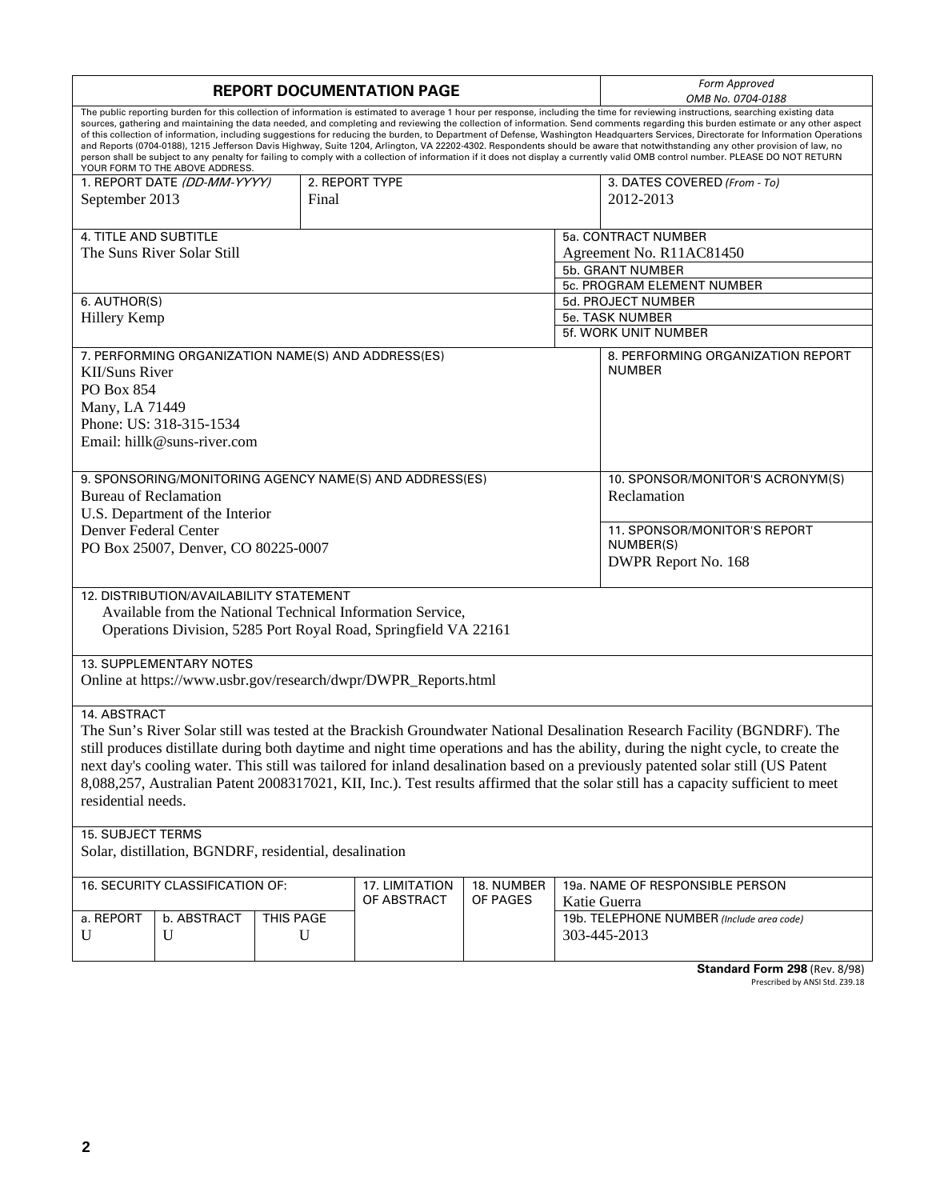# REPORT DOCUMENTATION PAGE

*Form Approved*
*OMB No. 0704-0188*

The public reporting burden for this collection of information is estimated to average 1 hour per response, including the time for reviewing instructions, searching existing data sources, gathering and maintaining the data needed, and completing and reviewing the collection of information. Send comments regarding this burden estimate or any other aspect of this collection of information, including suggestions for reducing the burden, to Department of Defense, Washington Headquarters Services, Directorate for Information Operations and Reports (0704-0188), 1215 Jefferson Davis Highway, Suite 1204, Arlington, VA 22202-4302. Respondents should be aware that notwithstanding any other provision of law, no person shall be subject to any penalty for failing to comply with a collection of information if it does not display a currently valid OMB control number. PLEASE DO NOT RETURN YOUR FORM TO THE ABOVE ADDRESS.

| 1. REPORT DATE *(DD-MM-YYYY)* | 2. REPORT TYPE | 3. DATES COVERED *(From - To)* |
|---|---|---|
| September 2013 | Final | 2012-2013 |

**4. TITLE AND SUBTITLE**
The Suns River Solar Still

**5a. CONTRACT NUMBER**
Agreement No. R11AC81450

**5b. GRANT NUMBER**

**5c. PROGRAM ELEMENT NUMBER**

**6. AUTHOR(S)**
Hillery Kemp

**5d. PROJECT NUMBER**

**5e. TASK NUMBER**

**5f. WORK UNIT NUMBER**

**7. PERFORMING ORGANIZATION NAME(S) AND ADDRESS(ES)**
KII/Suns River
PO Box 854
Many, LA 71449
Phone: US: 318-315-1534
Email: hillk@suns-river.com

**8. PERFORMING ORGANIZATION REPORT NUMBER**

**9. SPONSORING/MONITORING AGENCY NAME(S) AND ADDRESS(ES)**
Bureau of Reclamation
U.S. Department of the Interior
Denver Federal Center
PO Box 25007, Denver, CO 80225-0007

**10. SPONSOR/MONITOR'S ACRONYM(S)**
Reclamation

**11. SPONSOR/MONITOR'S REPORT NUMBER(S)**
DWPR Report No. 168

**12. DISTRIBUTION/AVAILABILITY STATEMENT**
Available from the National Technical Information Service,
Operations Division, 5285 Port Royal Road, Springfield VA 22161

**13. SUPPLEMENTARY NOTES**
Online at https://www.usbr.gov/research/dwpr/DWPR_Reports.html

**14. ABSTRACT**
The Sun's River Solar still was tested at the Brackish Groundwater National Desalination Research Facility (BGNDRF). The still produces distillate during both daytime and night time operations and has the ability, during the night cycle, to create the next day's cooling water. This still was tailored for inland desalination based on a previously patented solar still (US Patent 8,088,257, Australian Patent 2008317021, KII, Inc.). Test results affirmed that the solar still has a capacity sufficient to meet residential needs.

**15. SUBJECT TERMS**
Solar, distillation, BGNDRF, residential, desalination

| 16. SECURITY CLASSIFICATION OF: | | | 17. LIMITATION OF ABSTRACT | 18. NUMBER OF PAGES | 19a. NAME OF RESPONSIBLE PERSON |
|---|---|---|---|---|---|
| a. REPORT | b. ABSTRACT | THIS PAGE | | | Katie Guerra |
| U | U | U | | | 19b. TELEPHONE NUMBER *(Include area code)* 303-445-2013 |

**Standard Form 298** (Rev. 8/98)
Prescribed by ANSI Std. Z39.18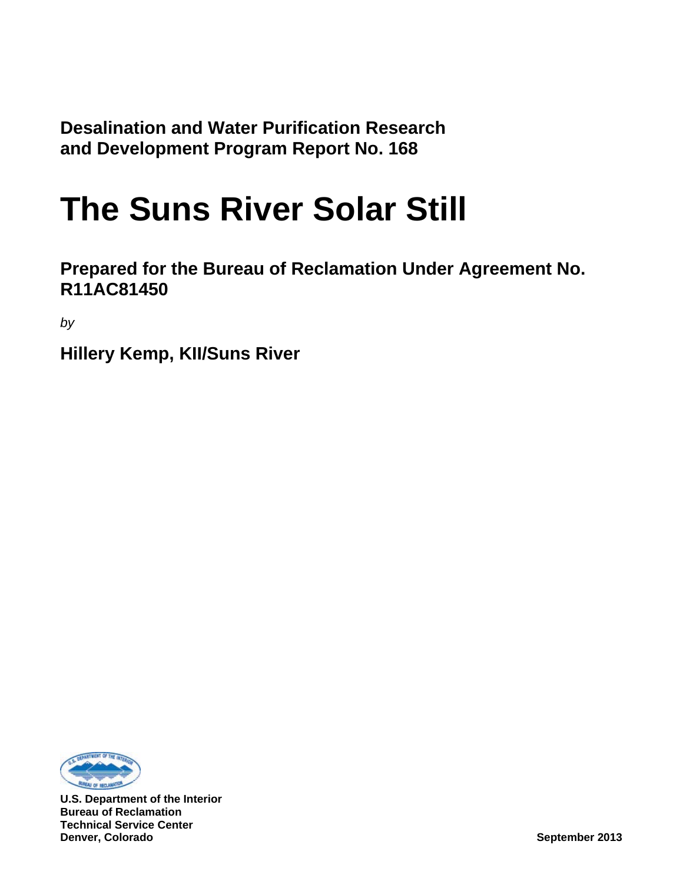**Desalination and Water Purification Research and Development Program Report No. 168**

# The Suns River Solar Still

**Prepared for the Bureau of Reclamation Under Agreement No. R11AC81450**

*by*

**Hillery Kemp, KII/Suns River**

**U.S. Department of the Interior**
**Bureau of Reclamation**
**Technical Service Center**
**Denver, Colorado**

**September 2013**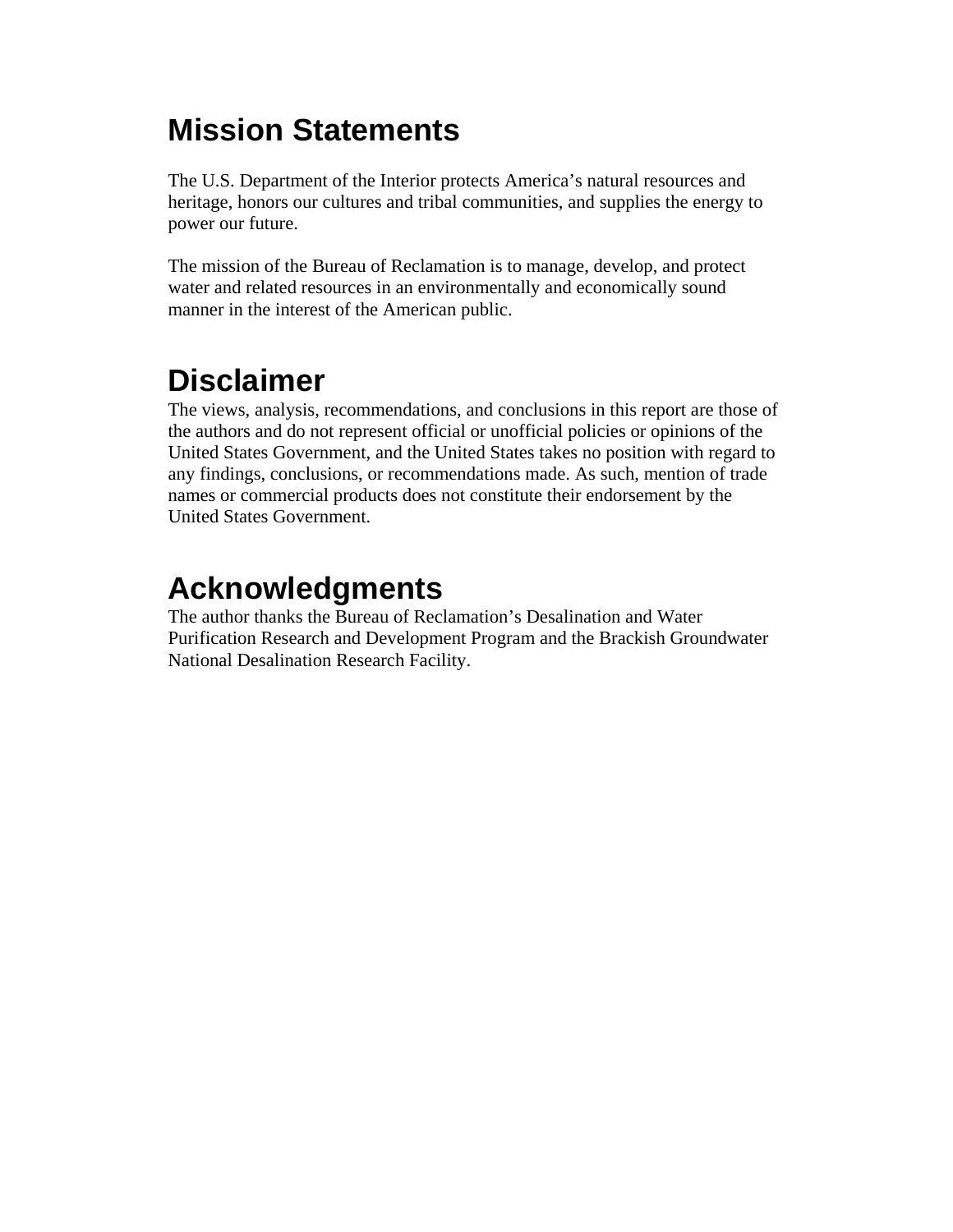# Mission Statements

The U.S. Department of the Interior protects America's natural resources and heritage, honors our cultures and tribal communities, and supplies the energy to power our future.

The mission of the Bureau of Reclamation is to manage, develop, and protect water and related resources in an environmentally and economically sound manner in the interest of the American public.

# Disclaimer

The views, analysis, recommendations, and conclusions in this report are those of the authors and do not represent official or unofficial policies or opinions of the United States Government, and the United States takes no position with regard to any findings, conclusions, or recommendations made. As such, mention of trade names or commercial products does not constitute their endorsement by the United States Government.

# Acknowledgments

The author thanks the Bureau of Reclamation's Desalination and Water Purification Research and Development Program and the Brackish Groundwater National Desalination Research Facility.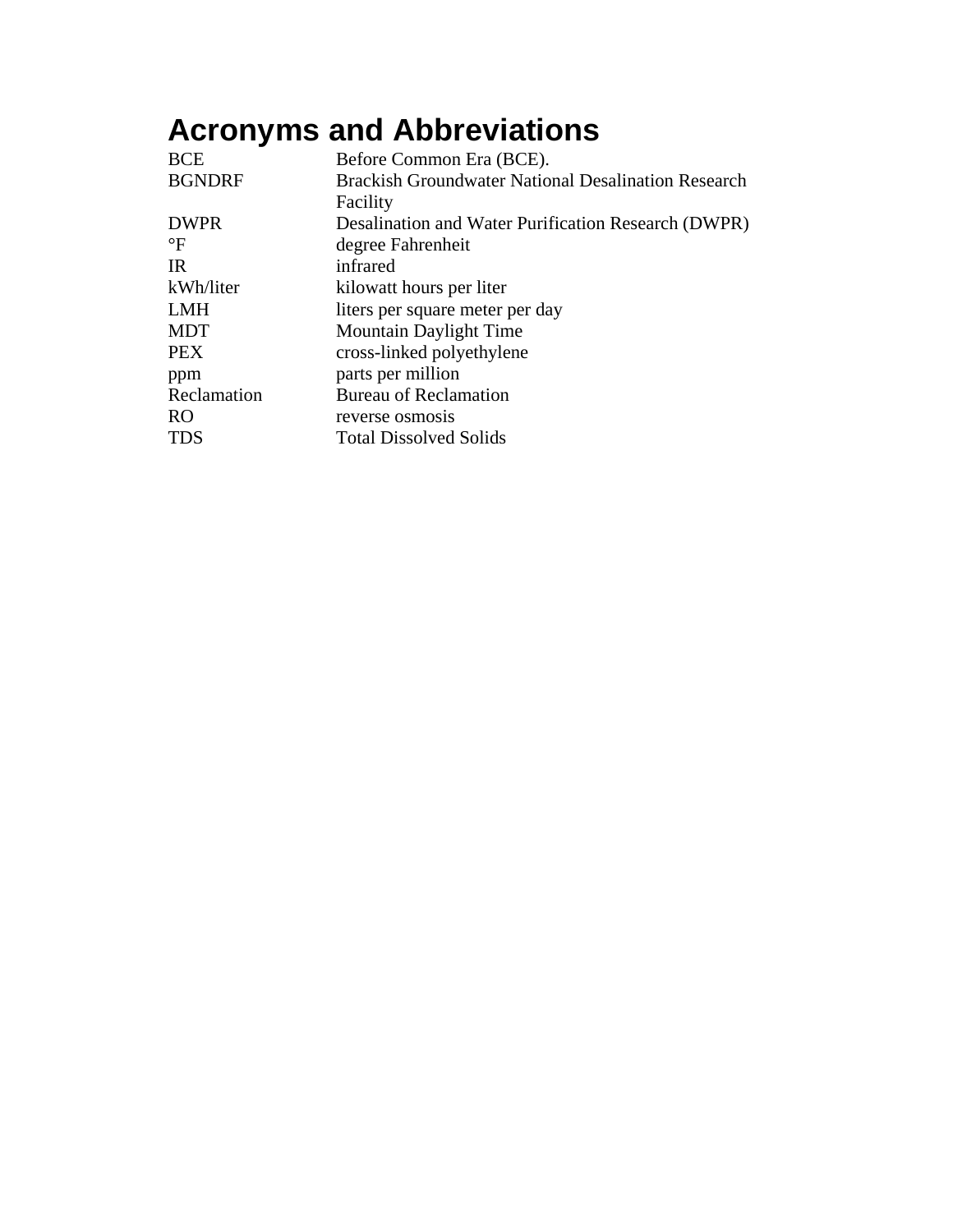# Acronyms and Abbreviations

| | |
|---|---|
| BCE | Before Common Era (BCE). |
| BGNDRF | Brackish Groundwater National Desalination Research Facility |
| DWPR | Desalination and Water Purification Research (DWPR) |
| °F | degree Fahrenheit |
| IR | infrared |
| kWh/liter | kilowatt hours per liter |
| LMH | liters per square meter per day |
| MDT | Mountain Daylight Time |
| PEX | cross-linked polyethylene |
| ppm | parts per million |
| Reclamation | Bureau of Reclamation |
| RO | reverse osmosis |
| TDS | Total Dissolved Solids |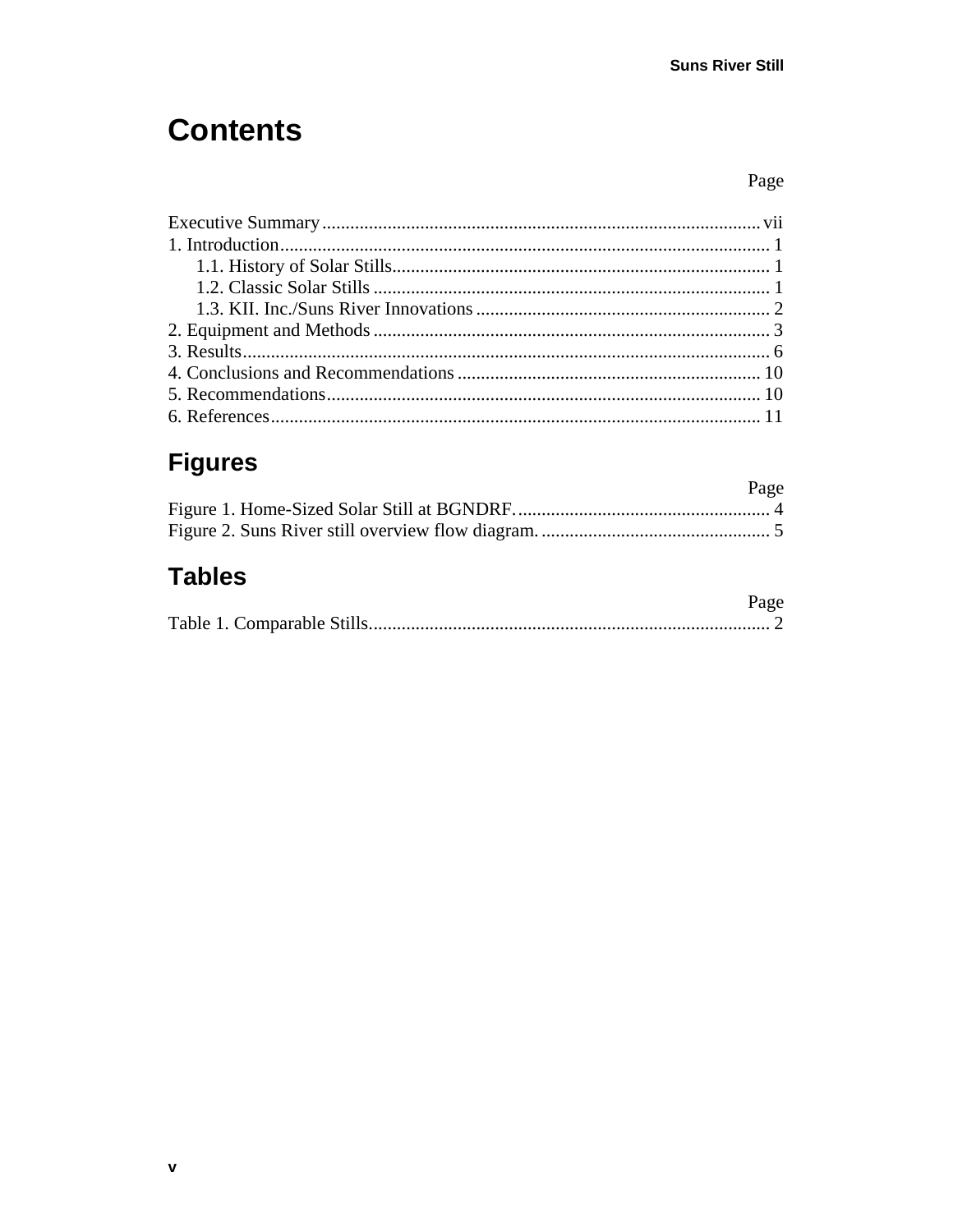# Contents

Page

Executive Summary ........................................................................................ vii
1. Introduction .................................................................................................. 1
    1.1. History of Solar Stills ............................................................................ 1
    1.2. Classic Solar Stills ................................................................................ 1
    1.3. KII. Inc./Suns River Innovations ............................................................ 2
2. Equipment and Methods ................................................................................ 3
3. Results .......................................................................................................... 6
4. Conclusions and Recommendations ............................................................. 10
5. Recommendations ........................................................................................ 10
6. References ................................................................................................... 11

## Figures

Page

Figure 1. Home-Sized Solar Still at BGNDRF. ................................................... 4
Figure 2. Suns River still overview flow diagram. .............................................. 5

## Tables

Page

Table 1. Comparable Stills ................................................................................ 2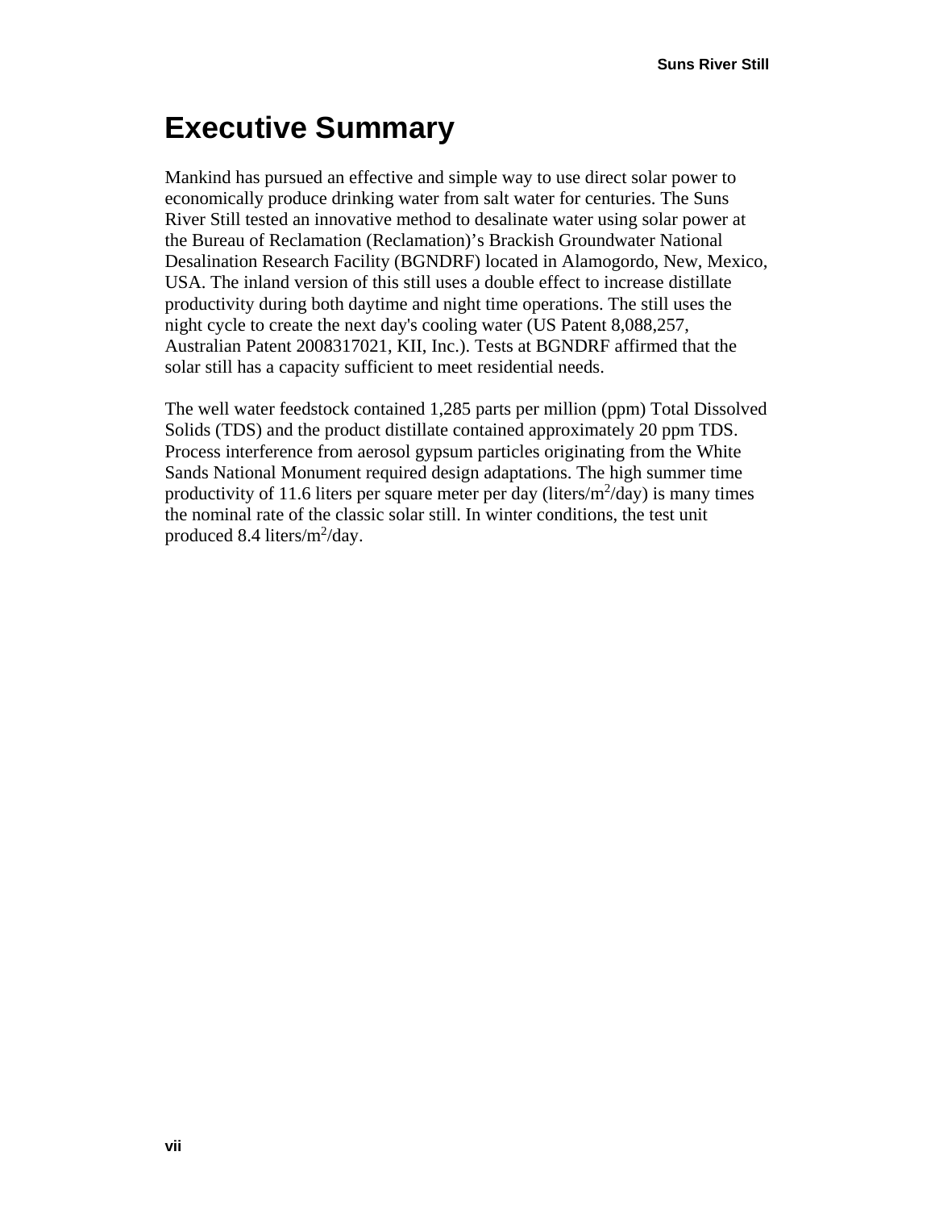# Executive Summary

Mankind has pursued an effective and simple way to use direct solar power to economically produce drinking water from salt water for centuries. The Suns River Still tested an innovative method to desalinate water using solar power at the Bureau of Reclamation (Reclamation)'s Brackish Groundwater National Desalination Research Facility (BGNDRF) located in Alamogordo, New, Mexico, USA. The inland version of this still uses a double effect to increase distillate productivity during both daytime and night time operations. The still uses the night cycle to create the next day's cooling water (US Patent 8,088,257, Australian Patent 2008317021, KII, Inc.). Tests at BGNDRF affirmed that the solar still has a capacity sufficient to meet residential needs.

The well water feedstock contained 1,285 parts per million (ppm) Total Dissolved Solids (TDS) and the product distillate contained approximately 20 ppm TDS. Process interference from aerosol gypsum particles originating from the White Sands National Monument required design adaptations. The high summer time productivity of 11.6 liters per square meter per day (liters/$m^2$/day) is many times the nominal rate of the classic solar still. In winter conditions, the test unit produced 8.4 liters/$m^2$/day.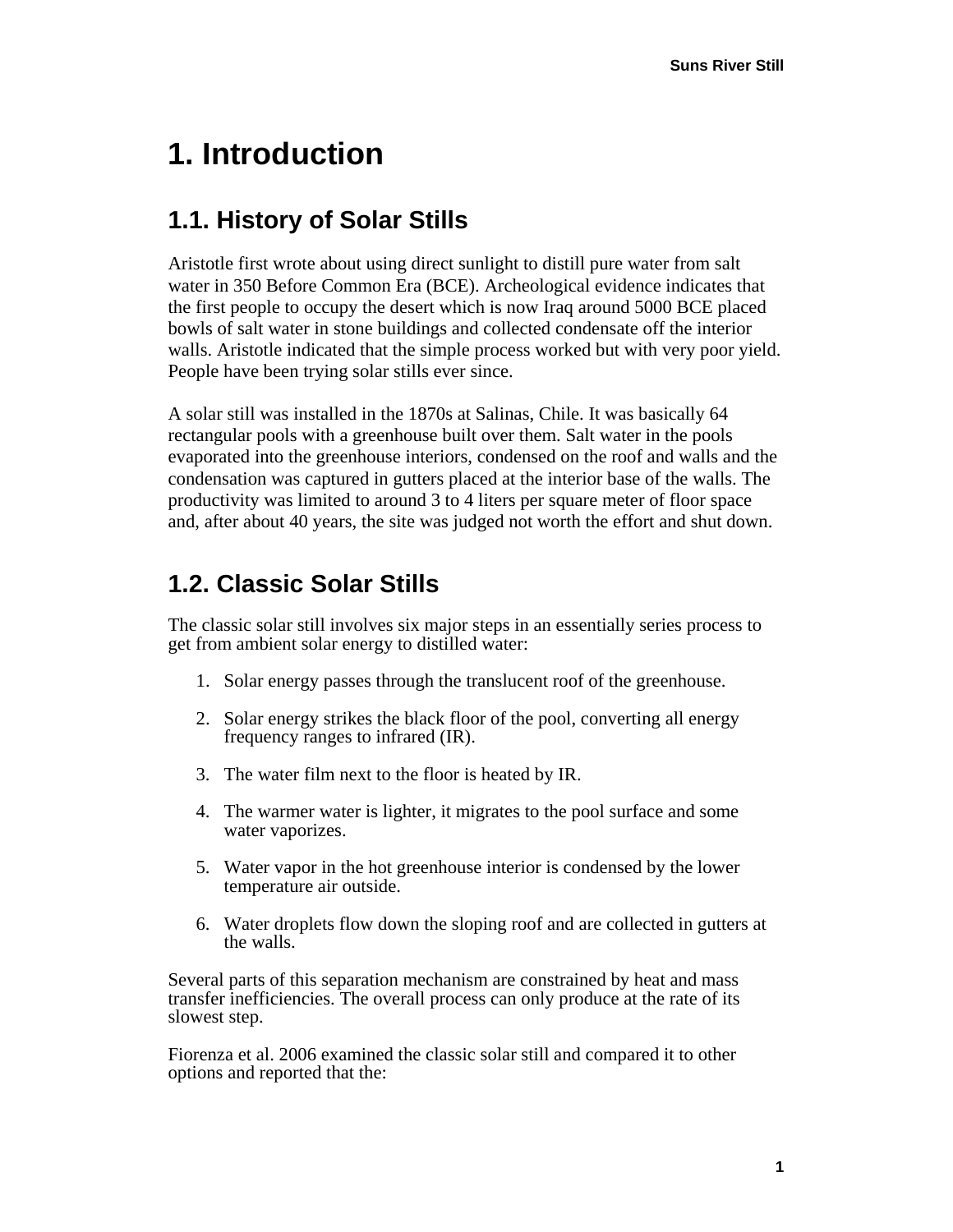# 1. Introduction

## 1.1. History of Solar Stills

Aristotle first wrote about using direct sunlight to distill pure water from salt water in 350 Before Common Era (BCE). Archeological evidence indicates that the first people to occupy the desert which is now Iraq around 5000 BCE placed bowls of salt water in stone buildings and collected condensate off the interior walls. Aristotle indicated that the simple process worked but with very poor yield. People have been trying solar stills ever since.

A solar still was installed in the 1870s at Salinas, Chile. It was basically 64 rectangular pools with a greenhouse built over them. Salt water in the pools evaporated into the greenhouse interiors, condensed on the roof and walls and the condensation was captured in gutters placed at the interior base of the walls. The productivity was limited to around 3 to 4 liters per square meter of floor space and, after about 40 years, the site was judged not worth the effort and shut down.

## 1.2. Classic Solar Stills

The classic solar still involves six major steps in an essentially series process to get from ambient solar energy to distilled water:

1. Solar energy passes through the translucent roof of the greenhouse.
2. Solar energy strikes the black floor of the pool, converting all energy frequency ranges to infrared (IR).
3. The water film next to the floor is heated by IR.
4. The warmer water is lighter, it migrates to the pool surface and some water vaporizes.
5. Water vapor in the hot greenhouse interior is condensed by the lower temperature air outside.
6. Water droplets flow down the sloping roof and are collected in gutters at the walls.

Several parts of this separation mechanism are constrained by heat and mass transfer inefficiencies. The overall process can only produce at the rate of its slowest step.

Fiorenza et al. 2006 examined the classic solar still and compared it to other options and reported that the: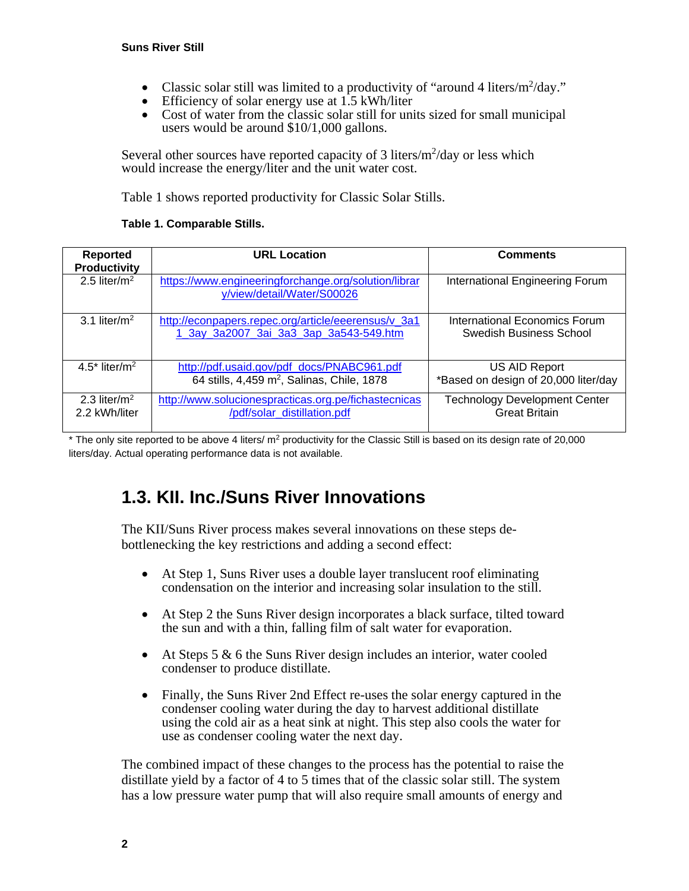- Classic solar still was limited to a productivity of “around 4 liters/$m^2$/day.”
- Efficiency of solar energy use at 1.5 kWh/liter
- Cost of water from the classic solar still for units sized for small municipal users would be around $10/1,000 gallons.

Several other sources have reported capacity of 3 liters/$m^2$/day or less which would increase the energy/liter and the unit water cost.

Table 1 shows reported productivity for Classic Solar Stills.

**Table 1. Comparable Stills.**

| Reported Productivity | URL Location | Comments |
| --- | --- | --- |
| 2.5 liter/$m^2$ | https://www.engineeringforchange.org/solution/library/view/detail/Water/S00026 | International Engineering Forum |
| 3.1 liter/$m^2$ | http://econpapers.repec.org/article/eeerensus/v_3a11_3ay_3a2007_3ai_3a3_3ap_3a543-549.htm | International Economics Forum Swedish Business School |
| 4.5* liter/$m^2$ | http://pdf.usaid.gov/pdf_docs/PNABC961.pdf 64 stills, 4,459 $m^2$, Salinas, Chile, 1878 | US AID Report *Based on design of 20,000 liter/day |
| 2.3 liter/$m^2$ 2.2 kWh/liter | http://www.solucionespracticas.org.pe/fichastecnicas/pdf/solar_distillation.pdf | Technology Development Center Great Britain |

* The only site reported to be above 4 liters/ $m^2$ productivity for the Classic Still is based on its design rate of 20,000 liters/day. Actual operating performance data is not available.

## 1.3. KII. Inc./Suns River Innovations

The KII/Suns River process makes several innovations on these steps de-bottlenecking the key restrictions and adding a second effect:

- At Step 1, Suns River uses a double layer translucent roof eliminating condensation on the interior and increasing solar insulation to the still.
- At Step 2 the Suns River design incorporates a black surface, tilted toward the sun and with a thin, falling film of salt water for evaporation.
- At Steps 5 & 6 the Suns River design includes an interior, water cooled condenser to produce distillate.
- Finally, the Suns River 2nd Effect re-uses the solar energy captured in the condenser cooling water during the day to harvest additional distillate using the cold air as a heat sink at night. This step also cools the water for use as condenser cooling water the next day.

The combined impact of these changes to the process has the potential to raise the distillate yield by a factor of 4 to 5 times that of the classic solar still. The system has a low pressure water pump that will also require small amounts of energy and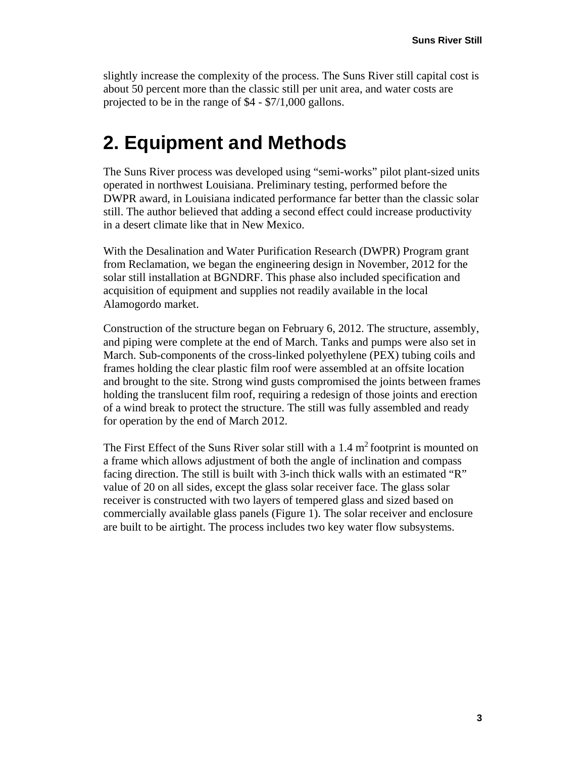slightly increase the complexity of the process. The Suns River still capital cost is about 50 percent more than the classic still per unit area, and water costs are projected to be in the range of \$4 - \$7/1,000 gallons.

# 2. Equipment and Methods

The Suns River process was developed using “semi-works” pilot plant-sized units operated in northwest Louisiana. Preliminary testing, performed before the DWPR award, in Louisiana indicated performance far better than the classic solar still. The author believed that adding a second effect could increase productivity in a desert climate like that in New Mexico.

With the Desalination and Water Purification Research (DWPR) Program grant from Reclamation, we began the engineering design in November, 2012 for the solar still installation at BGNDRF. This phase also included specification and acquisition of equipment and supplies not readily available in the local Alamogordo market.

Construction of the structure began on February 6, 2012. The structure, assembly, and piping were complete at the end of March. Tanks and pumps were also set in March. Sub-components of the cross-linked polyethylene (PEX) tubing coils and frames holding the clear plastic film roof were assembled at an offsite location and brought to the site. Strong wind gusts compromised the joints between frames holding the translucent film roof, requiring a redesign of those joints and erection of a wind break to protect the structure. The still was fully assembled and ready for operation by the end of March 2012.

The First Effect of the Suns River solar still with a 1.4 $m^2$ footprint is mounted on a frame which allows adjustment of both the angle of inclination and compass facing direction. The still is built with 3-inch thick walls with an estimated “R” value of 20 on all sides, except the glass solar receiver face. The glass solar receiver is constructed with two layers of tempered glass and sized based on commercially available glass panels (Figure 1). The solar receiver and enclosure are built to be airtight. The process includes two key water flow subsystems.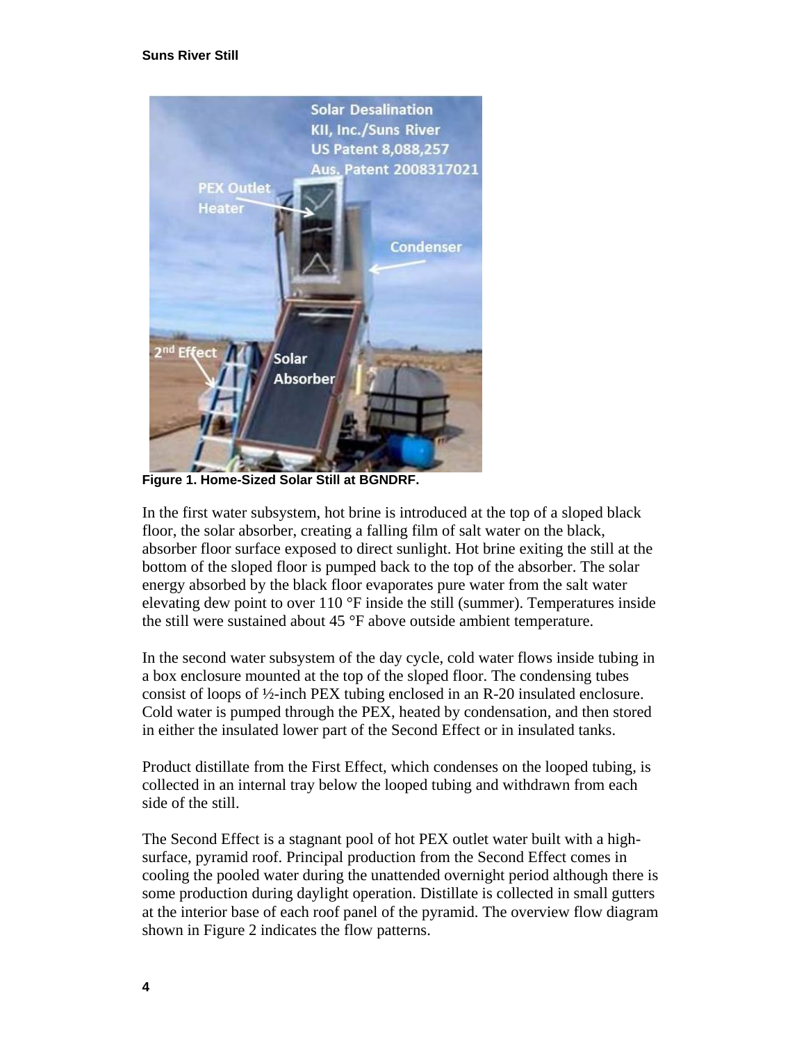**Figure 1. Home-Sized Solar Still at BGNDRF.**

In the first water subsystem, hot brine is introduced at the top of a sloped black floor, the solar absorber, creating a falling film of salt water on the black, absorber floor surface exposed to direct sunlight. Hot brine exiting the still at the bottom of the sloped floor is pumped back to the top of the absorber. The solar energy absorbed by the black floor evaporates pure water from the salt water elevating dew point to over 110 °F inside the still (summer). Temperatures inside the still were sustained about 45 °F above outside ambient temperature.

In the second water subsystem of the day cycle, cold water flows inside tubing in a box enclosure mounted at the top of the sloped floor. The condensing tubes consist of loops of ½-inch PEX tubing enclosed in an R-20 insulated enclosure. Cold water is pumped through the PEX, heated by condensation, and then stored in either the insulated lower part of the Second Effect or in insulated tanks.

Product distillate from the First Effect, which condenses on the looped tubing, is collected in an internal tray below the looped tubing and withdrawn from each side of the still.

The Second Effect is a stagnant pool of hot PEX outlet water built with a high-surface, pyramid roof. Principal production from the Second Effect comes in cooling the pooled water during the unattended overnight period although there is some production during daylight operation. Distillate is collected in small gutters at the interior base of each roof panel of the pyramid. The overview flow diagram shown in Figure 2 indicates the flow patterns.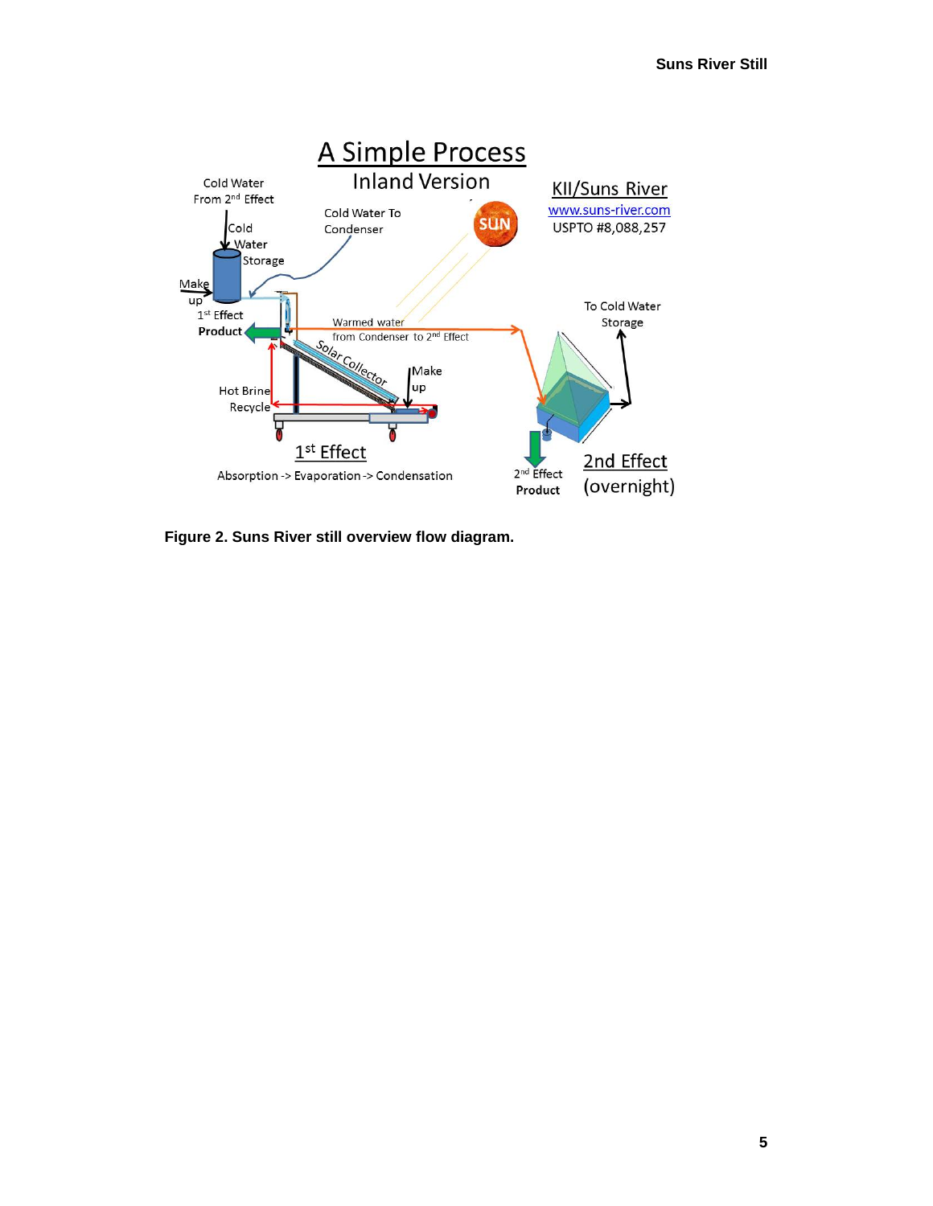# A Simple Process

## Inland Version

KII/Suns River
www.suns-river.com
USPTO #8,088,257

Cold Water From 2nd Effect

Cold Water Storage

Cold Water To Condenser

SUN

Make up

1st Effect Product

Warmed water from Condenser to 2nd Effect

Solar Collector

Make up

Hot Brine Recycle

To Cold Water Storage

1st Effect

Absorption -> Evaporation -> Condensation

2nd Effect Product

2nd Effect (overnight)

**Figure 2. Suns River still overview flow diagram.**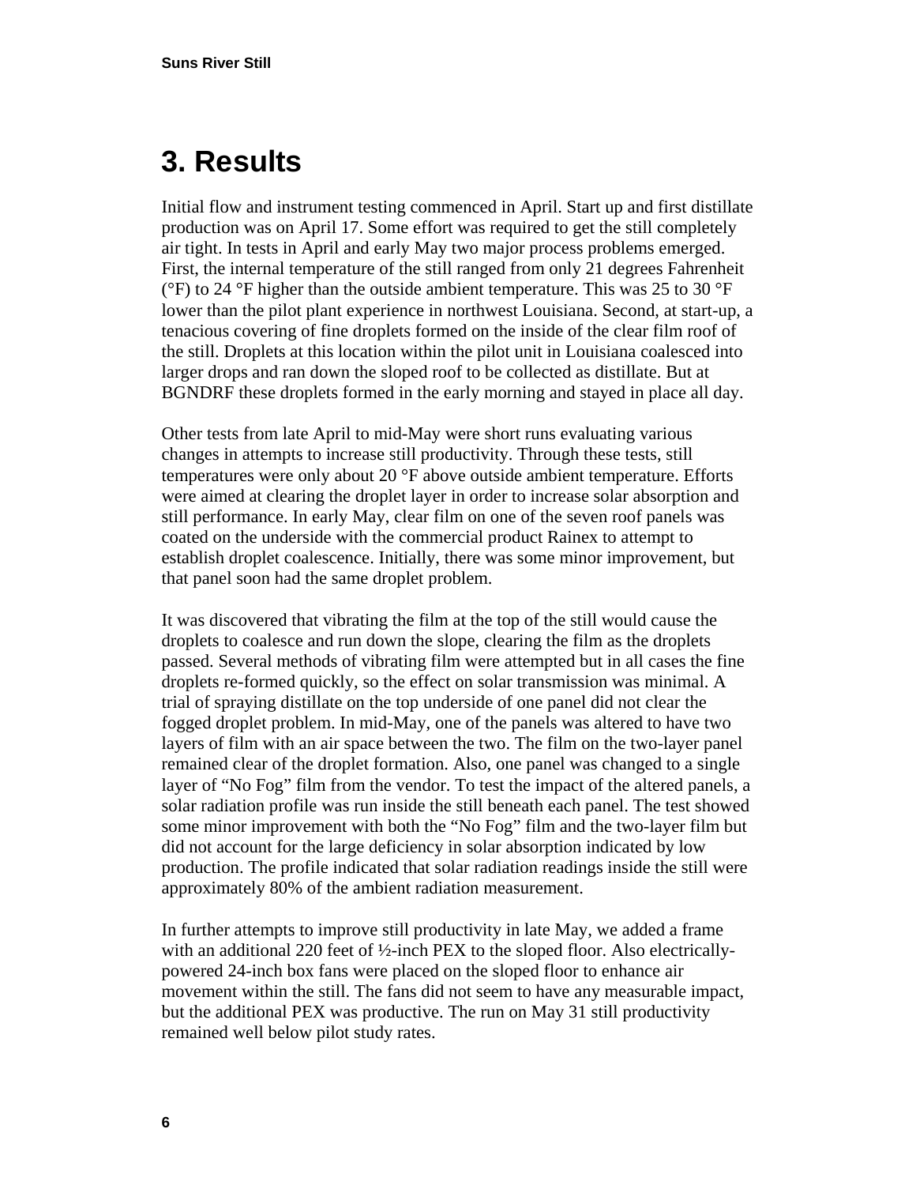# 3. Results

Initial flow and instrument testing commenced in April. Start up and first distillate production was on April 17. Some effort was required to get the still completely air tight. In tests in April and early May two major process problems emerged. First, the internal temperature of the still ranged from only 21 degrees Fahrenheit (°F) to 24 °F higher than the outside ambient temperature. This was 25 to 30 °F lower than the pilot plant experience in northwest Louisiana. Second, at start-up, a tenacious covering of fine droplets formed on the inside of the clear film roof of the still. Droplets at this location within the pilot unit in Louisiana coalesced into larger drops and ran down the sloped roof to be collected as distillate. But at BGNDRF these droplets formed in the early morning and stayed in place all day.

Other tests from late April to mid-May were short runs evaluating various changes in attempts to increase still productivity. Through these tests, still temperatures were only about 20 °F above outside ambient temperature. Efforts were aimed at clearing the droplet layer in order to increase solar absorption and still performance. In early May, clear film on one of the seven roof panels was coated on the underside with the commercial product Rainex to attempt to establish droplet coalescence. Initially, there was some minor improvement, but that panel soon had the same droplet problem.

It was discovered that vibrating the film at the top of the still would cause the droplets to coalesce and run down the slope, clearing the film as the droplets passed. Several methods of vibrating film were attempted but in all cases the fine droplets re-formed quickly, so the effect on solar transmission was minimal. A trial of spraying distillate on the top underside of one panel did not clear the fogged droplet problem. In mid-May, one of the panels was altered to have two layers of film with an air space between the two. The film on the two-layer panel remained clear of the droplet formation. Also, one panel was changed to a single layer of "No Fog" film from the vendor. To test the impact of the altered panels, a solar radiation profile was run inside the still beneath each panel. The test showed some minor improvement with both the "No Fog" film and the two-layer film but did not account for the large deficiency in solar absorption indicated by low production. The profile indicated that solar radiation readings inside the still were approximately 80% of the ambient radiation measurement.

In further attempts to improve still productivity in late May, we added a frame with an additional 220 feet of ½-inch PEX to the sloped floor. Also electrically-powered 24-inch box fans were placed on the sloped floor to enhance air movement within the still. The fans did not seem to have any measurable impact, but the additional PEX was productive. The run on May 31 still productivity remained well below pilot study rates.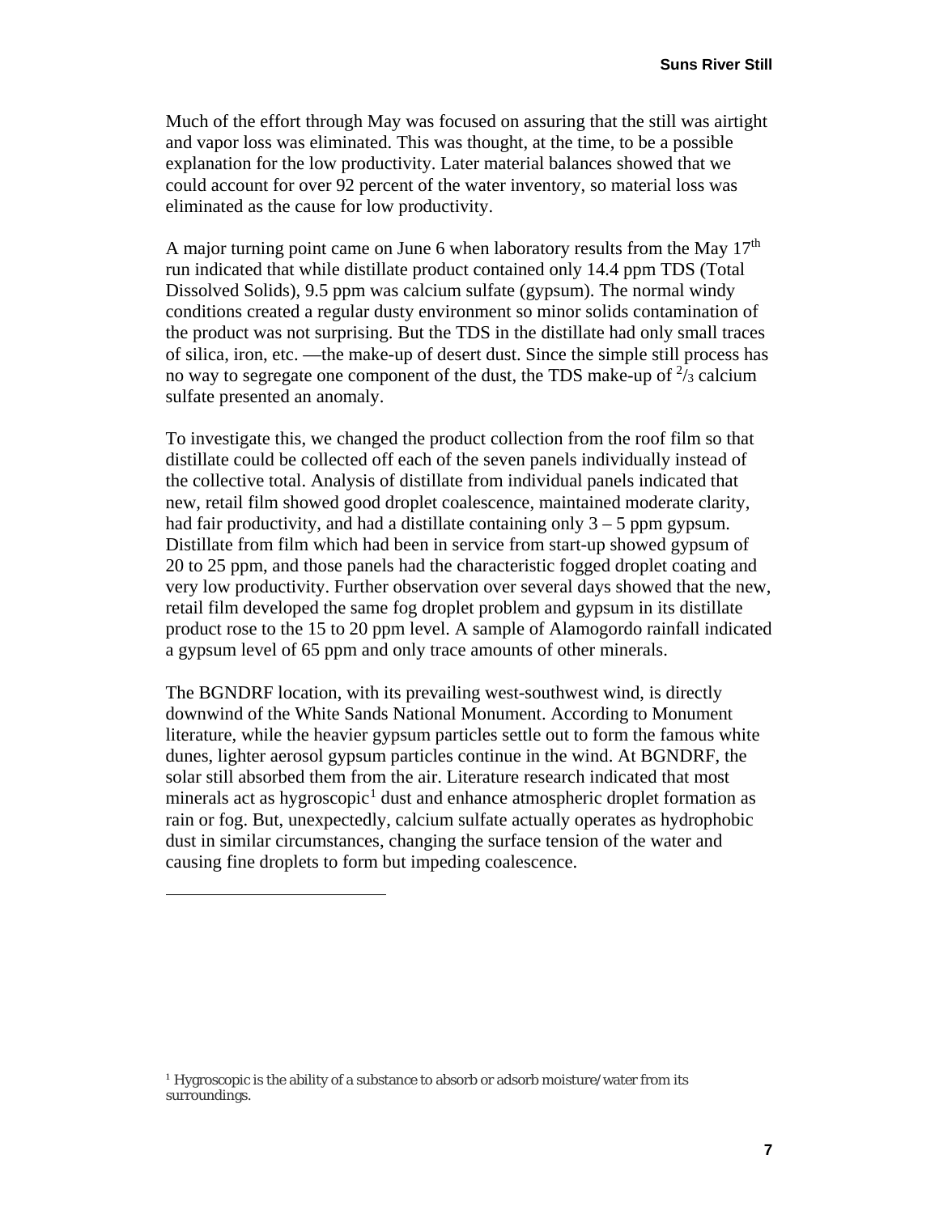Much of the effort through May was focused on assuring that the still was airtight and vapor loss was eliminated. This was thought, at the time, to be a possible explanation for the low productivity. Later material balances showed that we could account for over 92 percent of the water inventory, so material loss was eliminated as the cause for low productivity.

A major turning point came on June 6 when laboratory results from the May 17th run indicated that while distillate product contained only 14.4 ppm TDS (Total Dissolved Solids), 9.5 ppm was calcium sulfate (gypsum). The normal windy conditions created a regular dusty environment so minor solids contamination of the product was not surprising. But the TDS in the distillate had only small traces of silica, iron, etc. —the make-up of desert dust. Since the simple still process has no way to segregate one component of the dust, the TDS make-up of $^2/_3$ calcium sulfate presented an anomaly.

To investigate this, we changed the product collection from the roof film so that distillate could be collected off each of the seven panels individually instead of the collective total. Analysis of distillate from individual panels indicated that new, retail film showed good droplet coalescence, maintained moderate clarity, had fair productivity, and had a distillate containing only 3 – 5 ppm gypsum. Distillate from film which had been in service from start-up showed gypsum of 20 to 25 ppm, and those panels had the characteristic fogged droplet coating and very low productivity. Further observation over several days showed that the new, retail film developed the same fog droplet problem and gypsum in its distillate product rose to the 15 to 20 ppm level. A sample of Alamogordo rainfall indicated a gypsum level of 65 ppm and only trace amounts of other minerals.

The BGNDRF location, with its prevailing west-southwest wind, is directly downwind of the White Sands National Monument. According to Monument literature, while the heavier gypsum particles settle out to form the famous white dunes, lighter aerosol gypsum particles continue in the wind. At BGNDRF, the solar still absorbed them from the air. Literature research indicated that most minerals act as hygroscopic[1] dust and enhance atmospheric droplet formation as rain or fog. But, unexpectedly, calcium sulfate actually operates as hydrophobic dust in similar circumstances, changing the surface tension of the water and causing fine droplets to form but impeding coalescence.

---

[1] Hygroscopic is the ability of a substance to absorb or adsorb moisture/water from its surroundings.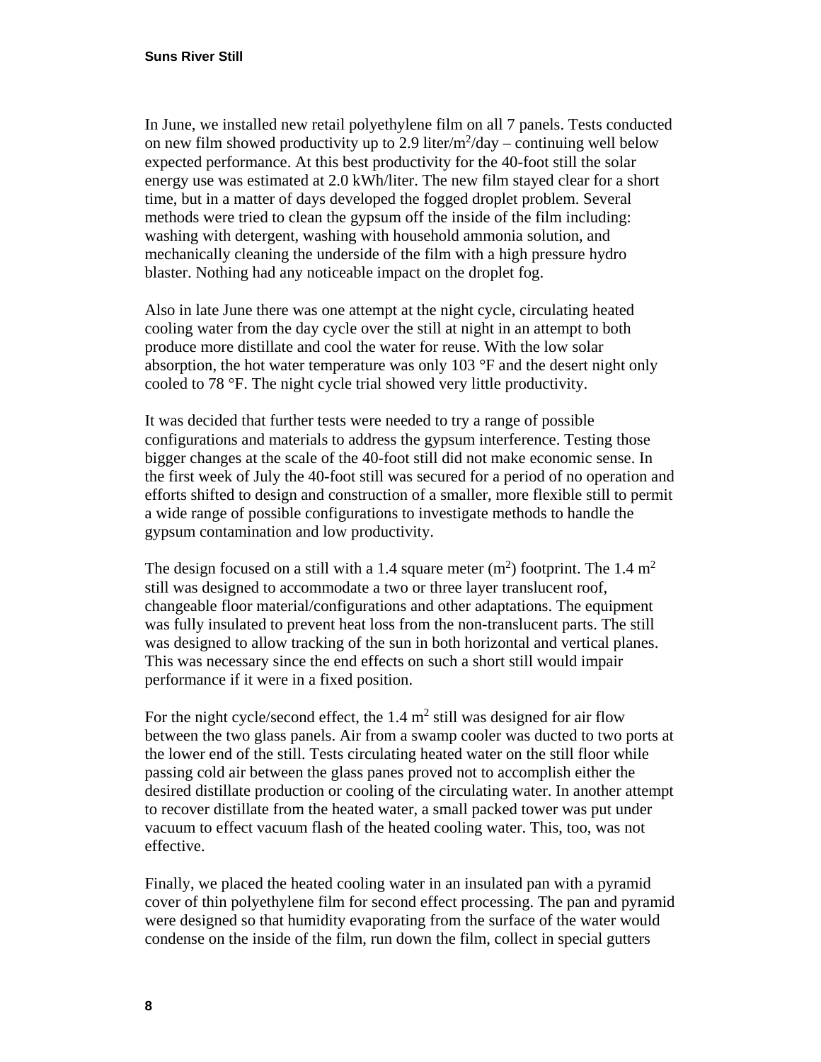In June, we installed new retail polyethylene film on all 7 panels. Tests conducted on new film showed productivity up to 2.9 liter/$m^2$/day – continuing well below expected performance. At this best productivity for the 40-foot still the solar energy use was estimated at 2.0 kWh/liter. The new film stayed clear for a short time, but in a matter of days developed the fogged droplet problem. Several methods were tried to clean the gypsum off the inside of the film including: washing with detergent, washing with household ammonia solution, and mechanically cleaning the underside of the film with a high pressure hydro blaster. Nothing had any noticeable impact on the droplet fog.

Also in late June there was one attempt at the night cycle, circulating heated cooling water from the day cycle over the still at night in an attempt to both produce more distillate and cool the water for reuse. With the low solar absorption, the hot water temperature was only 103 °F and the desert night only cooled to 78 °F. The night cycle trial showed very little productivity.

It was decided that further tests were needed to try a range of possible configurations and materials to address the gypsum interference. Testing those bigger changes at the scale of the 40-foot still did not make economic sense. In the first week of July the 40-foot still was secured for a period of no operation and efforts shifted to design and construction of a smaller, more flexible still to permit a wide range of possible configurations to investigate methods to handle the gypsum contamination and low productivity.

The design focused on a still with a 1.4 square meter ($m^2$) footprint. The 1.4 $m^2$ still was designed to accommodate a two or three layer translucent roof, changeable floor material/configurations and other adaptations. The equipment was fully insulated to prevent heat loss from the non-translucent parts. The still was designed to allow tracking of the sun in both horizontal and vertical planes. This was necessary since the end effects on such a short still would impair performance if it were in a fixed position.

For the night cycle/second effect, the 1.4 $m^2$ still was designed for air flow between the two glass panels. Air from a swamp cooler was ducted to two ports at the lower end of the still. Tests circulating heated water on the still floor while passing cold air between the glass panes proved not to accomplish either the desired distillate production or cooling of the circulating water. In another attempt to recover distillate from the heated water, a small packed tower was put under vacuum to effect vacuum flash of the heated cooling water. This, too, was not effective.

Finally, we placed the heated cooling water in an insulated pan with a pyramid cover of thin polyethylene film for second effect processing. The pan and pyramid were designed so that humidity evaporating from the surface of the water would condense on the inside of the film, run down the film, collect in special gutters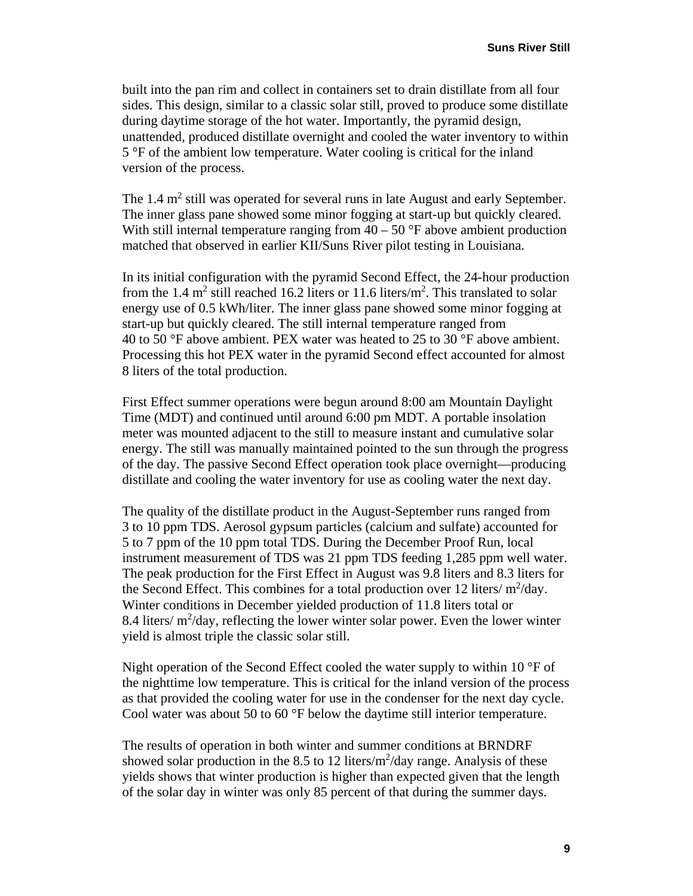built into the pan rim and collect in containers set to drain distillate from all four sides. This design, similar to a classic solar still, proved to produce some distillate during daytime storage of the hot water. Importantly, the pyramid design, unattended, produced distillate overnight and cooled the water inventory to within 5 °F of the ambient low temperature. Water cooling is critical for the inland version of the process.

The 1.4 $m^2$ still was operated for several runs in late August and early September. The inner glass pane showed some minor fogging at start-up but quickly cleared. With still internal temperature ranging from 40 – 50 °F above ambient production matched that observed in earlier KII/Suns River pilot testing in Louisiana.

In its initial configuration with the pyramid Second Effect, the 24-hour production from the 1.4 $m^2$ still reached 16.2 liters or 11.6 liters/$m^2$. This translated to solar energy use of 0.5 kWh/liter. The inner glass pane showed some minor fogging at start-up but quickly cleared. The still internal temperature ranged from 40 to 50 °F above ambient. PEX water was heated to 25 to 30 °F above ambient. Processing this hot PEX water in the pyramid Second effect accounted for almost 8 liters of the total production.

First Effect summer operations were begun around 8:00 am Mountain Daylight Time (MDT) and continued until around 6:00 pm MDT. A portable insolation meter was mounted adjacent to the still to measure instant and cumulative solar energy. The still was manually maintained pointed to the sun through the progress of the day. The passive Second Effect operation took place overnight—producing distillate and cooling the water inventory for use as cooling water the next day.

The quality of the distillate product in the August-September runs ranged from 3 to 10 ppm TDS. Aerosol gypsum particles (calcium and sulfate) accounted for 5 to 7 ppm of the 10 ppm total TDS. During the December Proof Run, local instrument measurement of TDS was 21 ppm TDS feeding 1,285 ppm well water. The peak production for the First Effect in August was 9.8 liters and 8.3 liters for the Second Effect. This combines for a total production over 12 liters/ $m^2$/day. Winter conditions in December yielded production of 11.8 liters total or 8.4 liters/ $m^2$/day, reflecting the lower winter solar power. Even the lower winter yield is almost triple the classic solar still.

Night operation of the Second Effect cooled the water supply to within 10 °F of the nighttime low temperature. This is critical for the inland version of the process as that provided the cooling water for use in the condenser for the next day cycle. Cool water was about 50 to 60 °F below the daytime still interior temperature.

The results of operation in both winter and summer conditions at BRNDRF showed solar production in the 8.5 to 12 liters/$m^2$/day range. Analysis of these yields shows that winter production is higher than expected given that the length of the solar day in winter was only 85 percent of that during the summer days.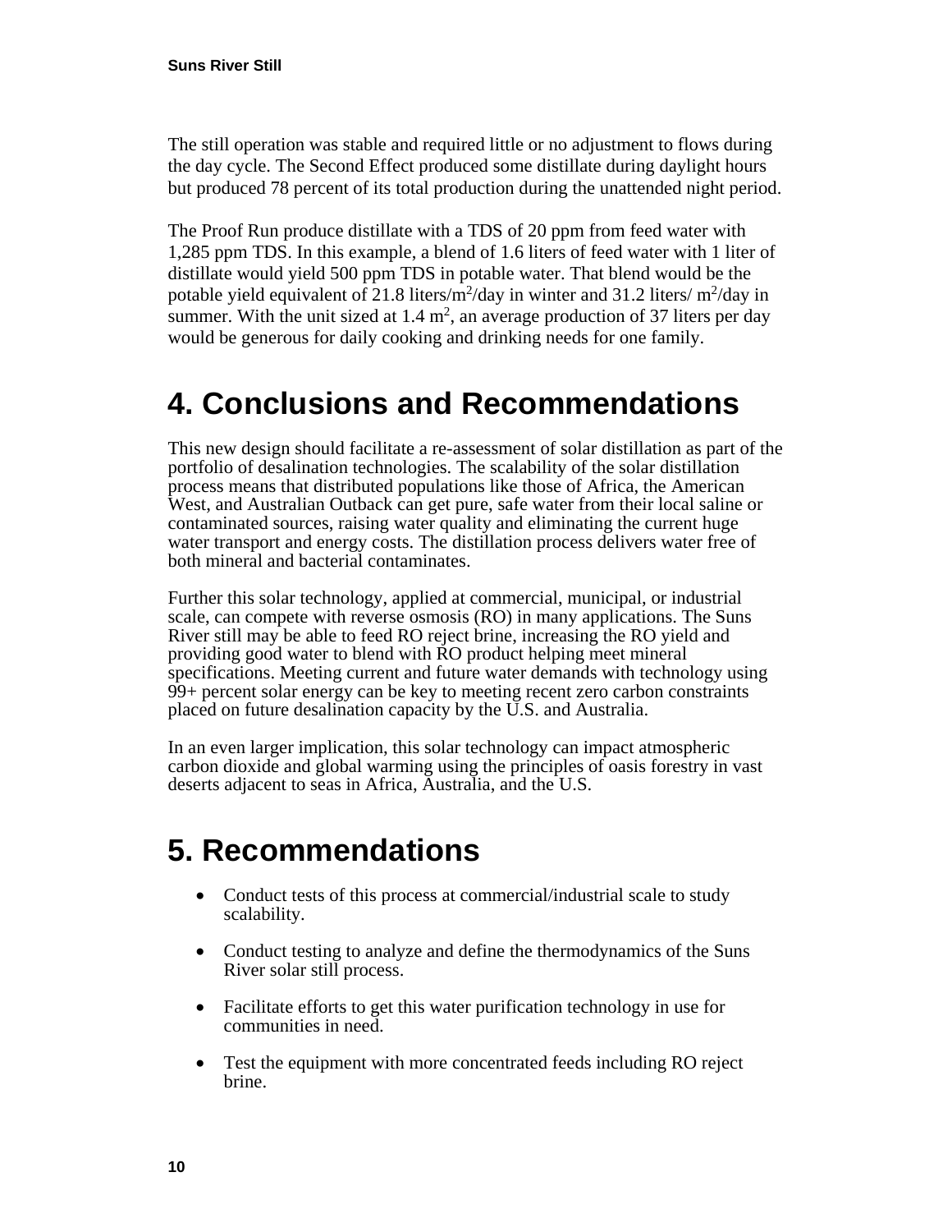The still operation was stable and required little or no adjustment to flows during the day cycle. The Second Effect produced some distillate during daylight hours but produced 78 percent of its total production during the unattended night period.

The Proof Run produce distillate with a TDS of 20 ppm from feed water with 1,285 ppm TDS. In this example, a blend of 1.6 liters of feed water with 1 liter of distillate would yield 500 ppm TDS in potable water. That blend would be the potable yield equivalent of 21.8 liters/$m^2$/day in winter and 31.2 liters/ $m^2$/day in summer. With the unit sized at 1.4 $m^2$, an average production of 37 liters per day would be generous for daily cooking and drinking needs for one family.

# 4. Conclusions and Recommendations

This new design should facilitate a re-assessment of solar distillation as part of the portfolio of desalination technologies. The scalability of the solar distillation process means that distributed populations like those of Africa, the American West, and Australian Outback can get pure, safe water from their local saline or contaminated sources, raising water quality and eliminating the current huge water transport and energy costs. The distillation process delivers water free of both mineral and bacterial contaminates.

Further this solar technology, applied at commercial, municipal, or industrial scale, can compete with reverse osmosis (RO) in many applications. The Suns River still may be able to feed RO reject brine, increasing the RO yield and providing good water to blend with RO product helping meet mineral specifications. Meeting current and future water demands with technology using 99+ percent solar energy can be key to meeting recent zero carbon constraints placed on future desalination capacity by the U.S. and Australia.

In an even larger implication, this solar technology can impact atmospheric carbon dioxide and global warming using the principles of oasis forestry in vast deserts adjacent to seas in Africa, Australia, and the U.S.

# 5. Recommendations

- Conduct tests of this process at commercial/industrial scale to study scalability.
- Conduct testing to analyze and define the thermodynamics of the Suns River solar still process.
- Facilitate efforts to get this water purification technology in use for communities in need.
- Test the equipment with more concentrated feeds including RO reject brine.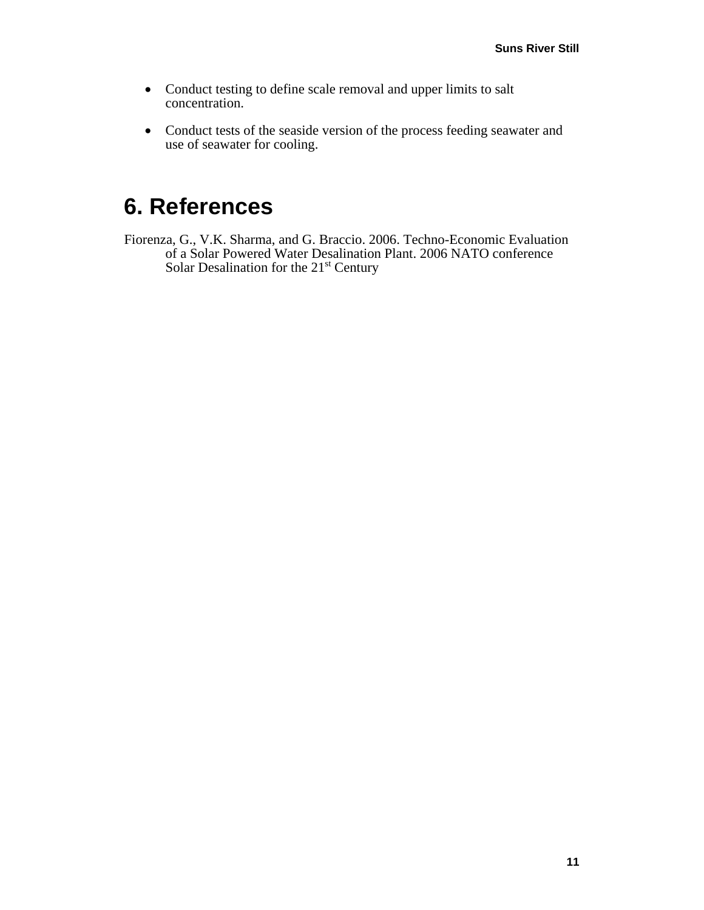- Conduct testing to define scale removal and upper limits to salt concentration.

- Conduct tests of the seaside version of the process feeding seawater and use of seawater for cooling.

# 6. References

Fiorenza, G., V.K. Sharma, and G. Braccio. 2006. Techno-Economic Evaluation of a Solar Powered Water Desalination Plant. 2006 NATO conference Solar Desalination for the 21st Century